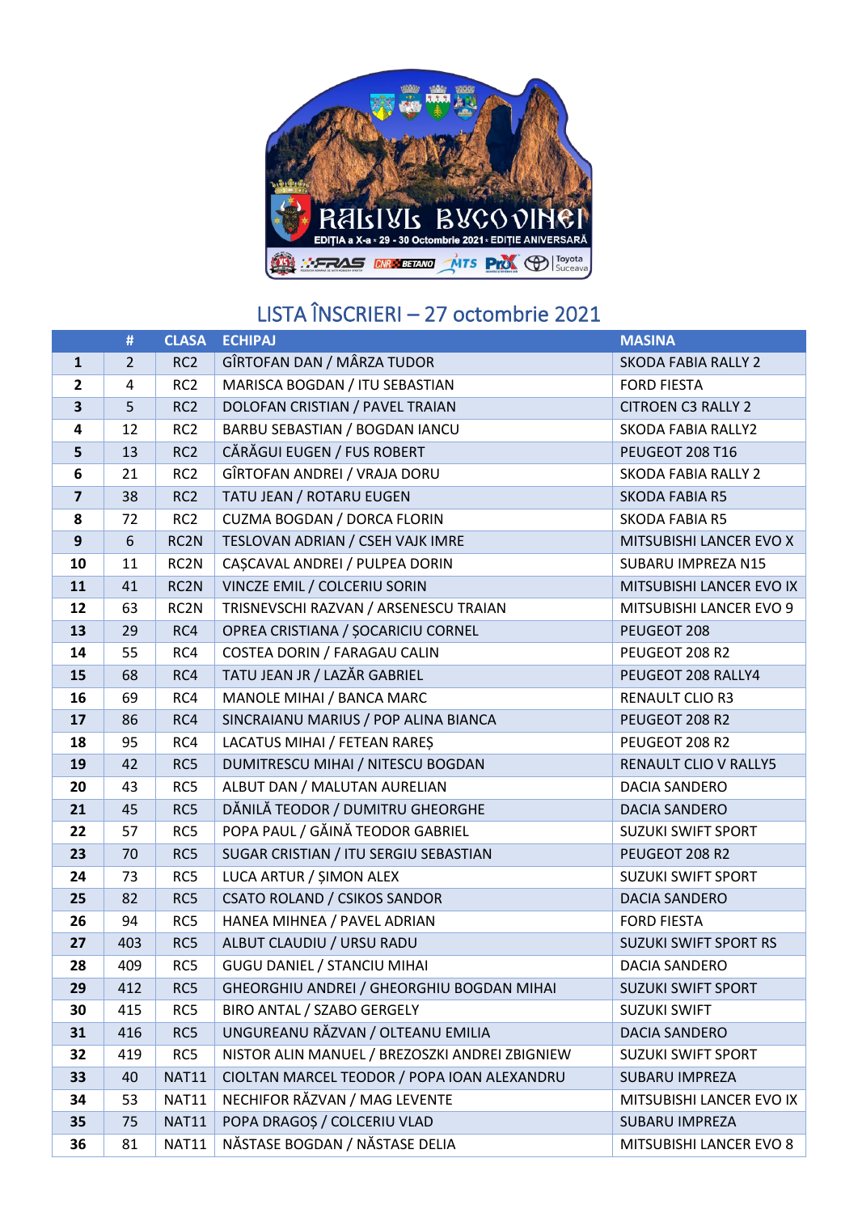RALIUL BUCOVINEI

EDIȚIA a X-a • 29 - 30 Octombrie 2021 • EDIȚIE ANIVERSARĂ

## LISTA ÎNSCRIERI – 27 octombrie 2021

| | # | CLASA | ECHIPAJ | MASINA |
|---|---|---|---|---|
| **1** | 2 | RC2 | GÎRTOFAN DAN / MÂRZA TUDOR | SKODA FABIA RALLY 2 |
| **2** | 4 | RC2 | MARISCA BOGDAN / ITU SEBASTIAN | FORD FIESTA |
| **3** | 5 | RC2 | DOLOFAN CRISTIAN / PAVEL TRAIAN | CITROEN C3 RALLY 2 |
| **4** | 12 | RC2 | BARBU SEBASTIAN / BOGDAN IANCU | SKODA FABIA RALLY2 |
| **5** | 13 | RC2 | CĂRĂGUI EUGEN / FUS ROBERT | PEUGEOT 208 T16 |
| **6** | 21 | RC2 | GÎRTOFAN ANDREI / VRAJA DORU | SKODA FABIA RALLY 2 |
| **7** | 38 | RC2 | TATU JEAN / ROTARU EUGEN | SKODA FABIA R5 |
| **8** | 72 | RC2 | CUZMA BOGDAN / DORCA FLORIN | SKODA FABIA R5 |
| **9** | 6 | RC2N | TESLOVAN ADRIAN / CSEH VAJK IMRE | MITSUBISHI LANCER EVO X |
| **10** | 11 | RC2N | CAȘCAVAL ANDREI / PULPEA DORIN | SUBARU IMPREZA N15 |
| **11** | 41 | RC2N | VINCZE EMIL / COLCERIU SORIN | MITSUBISHI LANCER EVO IX |
| **12** | 63 | RC2N | TRISNEVSCHI RAZVAN / ARSENESCU TRAIAN | MITSUBISHI LANCER EVO 9 |
| **13** | 29 | RC4 | OPREA CRISTIANA / ȘOCARICIU CORNEL | PEUGEOT 208 |
| **14** | 55 | RC4 | COSTEA DORIN / FARAGAU CALIN | PEUGEOT 208 R2 |
| **15** | 68 | RC4 | TATU JEAN JR / LAZĂR GABRIEL | PEUGEOT 208 RALLY4 |
| **16** | 69 | RC4 | MANOLE MIHAI / BANCA MARC | RENAULT CLIO R3 |
| **17** | 86 | RC4 | SINCRAIANU MARIUS / POP ALINA BIANCA | PEUGEOT 208 R2 |
| **18** | 95 | RC4 | LACATUS MIHAI / FETEAN RAREȘ | PEUGEOT 208 R2 |
| **19** | 42 | RC5 | DUMITRESCU MIHAI / NITESCU BOGDAN | RENAULT CLIO V RALLY5 |
| **20** | 43 | RC5 | ALBUT DAN / MALUTAN AURELIAN | DACIA SANDERO |
| **21** | 45 | RC5 | DĂNILĂ TEODOR / DUMITRU GHEORGHE | DACIA SANDERO |
| **22** | 57 | RC5 | POPA PAUL / GĂINĂ TEODOR GABRIEL | SUZUKI SWIFT SPORT |
| **23** | 70 | RC5 | SUGAR CRISTIAN / ITU SERGIU SEBASTIAN | PEUGEOT 208 R2 |
| **24** | 73 | RC5 | LUCA ARTUR / ȘIMON ALEX | SUZUKI SWIFT SPORT |
| **25** | 82 | RC5 | CSATO ROLAND / CSIKOS SANDOR | DACIA SANDERO |
| **26** | 94 | RC5 | HANEA MIHNEA / PAVEL ADRIAN | FORD FIESTA |
| **27** | 403 | RC5 | ALBUT CLAUDIU / URSU RADU | SUZUKI SWIFT SPORT RS |
| **28** | 409 | RC5 | GUGU DANIEL / STANCIU MIHAI | DACIA SANDERO |
| **29** | 412 | RC5 | GHEORGHIU ANDREI / GHEORGHIU BOGDAN MIHAI | SUZUKI SWIFT SPORT |
| **30** | 415 | RC5 | BIRO ANTAL / SZABO GERGELY | SUZUKI SWIFT |
| **31** | 416 | RC5 | UNGUREANU RĂZVAN / OLTEANU EMILIA | DACIA SANDERO |
| **32** | 419 | RC5 | NISTOR ALIN MANUEL / BREZOSZKI ANDREI ZBIGNIEW | SUZUKI SWIFT SPORT |
| **33** | 40 | NAT11 | CIOLTAN MARCEL TEODOR / POPA IOAN ALEXANDRU | SUBARU IMPREZA |
| **34** | 53 | NAT11 | NECHIFOR RĂZVAN / MAG LEVENTE | MITSUBISHI LANCER EVO IX |
| **35** | 75 | NAT11 | POPA DRAGOȘ / COLCERIU VLAD | SUBARU IMPREZA |
| **36** | 81 | NAT11 | NĂSTASE BOGDAN / NĂSTASE DELIA | MITSUBISHI LANCER EVO 8 |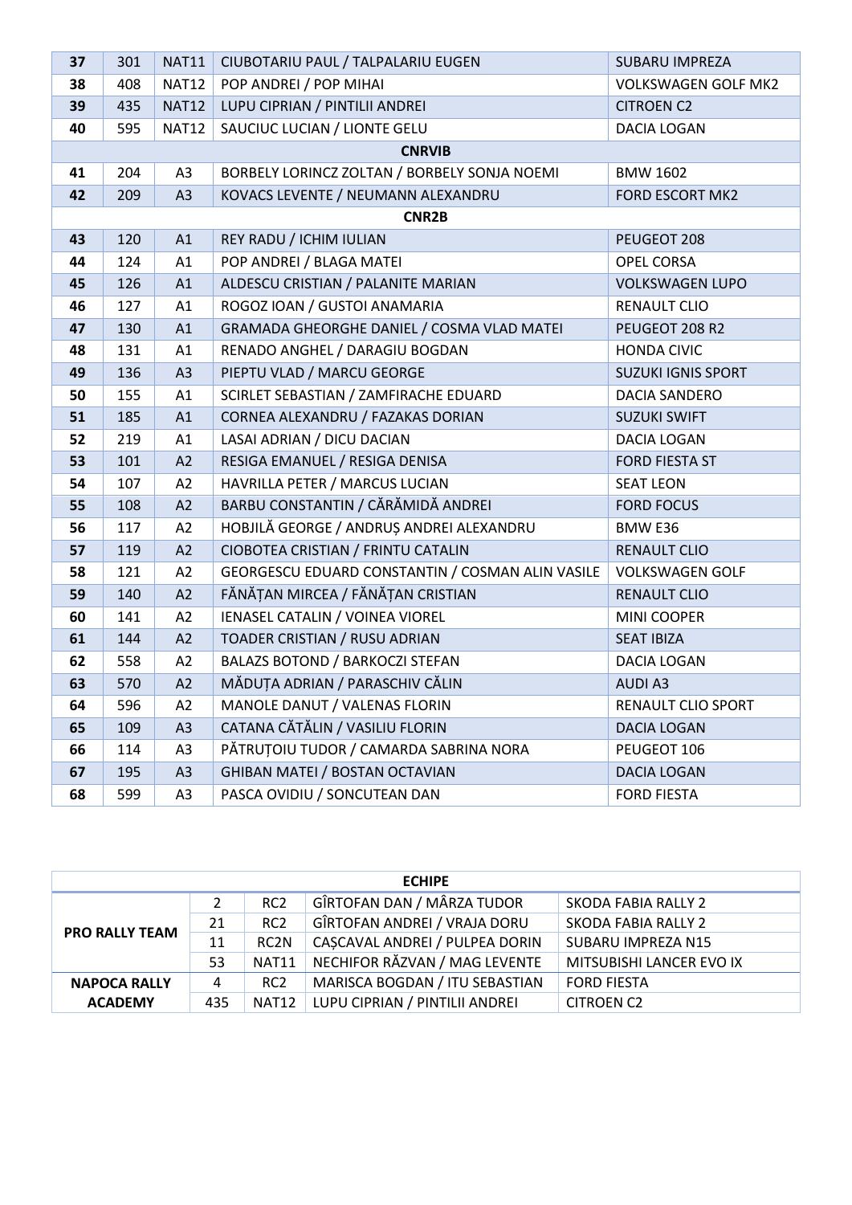| | | | | |
|---|---|---|---|---|
| 37 | 301 | NAT11 | CIUBOTARIU PAUL / TALPALARIU EUGEN | SUBARU IMPREZA |
| 38 | 408 | NAT12 | POP ANDREI / POP MIHAI | VOLKSWAGEN GOLF MK2 |
| 39 | 435 | NAT12 | LUPU CIPRIAN / PINTILII ANDREI | CITROEN C2 |
| 40 | 595 | NAT12 | SAUCIUC LUCIAN / LIONTE GELU | DACIA LOGAN |
| **CNRVIB** | | | | |
| 41 | 204 | A3 | BORBELY LORINCZ ZOLTAN / BORBELY SONJA NOEMI | BMW 1602 |
| 42 | 209 | A3 | KOVACS LEVENTE / NEUMANN ALEXANDRU | FORD ESCORT MK2 |
| **CNR2B** | | | | |
| 43 | 120 | A1 | REY RADU / ICHIM IULIAN | PEUGEOT 208 |
| 44 | 124 | A1 | POP ANDREI / BLAGA MATEI | OPEL CORSA |
| 45 | 126 | A1 | ALDESCU CRISTIAN / PALANITE MARIAN | VOLKSWAGEN LUPO |
| 46 | 127 | A1 | ROGOZ IOAN / GUSTOI ANAMARIA | RENAULT CLIO |
| 47 | 130 | A1 | GRAMADA GHEORGHE DANIEL / COSMA VLAD MATEI | PEUGEOT 208 R2 |
| 48 | 131 | A1 | RENADO ANGHEL / DARAGIU BOGDAN | HONDA CIVIC |
| 49 | 136 | A3 | PIEPTU VLAD / MARCU GEORGE | SUZUKI IGNIS SPORT |
| 50 | 155 | A1 | SCIRLET SEBASTIAN / ZAMFIRACHE EDUARD | DACIA SANDERO |
| 51 | 185 | A1 | CORNEA ALEXANDRU / FAZAKAS DORIAN | SUZUKI SWIFT |
| 52 | 219 | A1 | LASAI ADRIAN / DICU DACIAN | DACIA LOGAN |
| 53 | 101 | A2 | RESIGA EMANUEL / RESIGA DENISA | FORD FIESTA ST |
| 54 | 107 | A2 | HAVRILLA PETER / MARCUS LUCIAN | SEAT LEON |
| 55 | 108 | A2 | BARBU CONSTANTIN / CĂRĂMIDĂ ANDREI | FORD FOCUS |
| 56 | 117 | A2 | HOBJILĂ GEORGE / ANDRUȘ ANDREI ALEXANDRU | BMW E36 |
| 57 | 119 | A2 | CIOBOTEA CRISTIAN / FRINTU CATALIN | RENAULT CLIO |
| 58 | 121 | A2 | GEORGESCU EDUARD CONSTANTIN / COSMAN ALIN VASILE | VOLKSWAGEN GOLF |
| 59 | 140 | A2 | FĂNĂȚAN MIRCEA / FĂNĂȚAN CRISTIAN | RENAULT CLIO |
| 60 | 141 | A2 | IENASEL CATALIN / VOINEA VIOREL | MINI COOPER |
| 61 | 144 | A2 | TOADER CRISTIAN / RUSU ADRIAN | SEAT IBIZA |
| 62 | 558 | A2 | BALAZS BOTOND / BARKOCZI STEFAN | DACIA LOGAN |
| 63 | 570 | A2 | MĂDUȚA ADRIAN / PARASCHIV CĂLIN | AUDI A3 |
| 64 | 596 | A2 | MANOLE DANUT / VALENAS FLORIN | RENAULT CLIO SPORT |
| 65 | 109 | A3 | CATANA CĂTĂLIN / VASILIU FLORIN | DACIA LOGAN |
| 66 | 114 | A3 | PĂTRUȚOIU TUDOR / CAMARDA SABRINA NORA | PEUGEOT 106 |
| 67 | 195 | A3 | GHIBAN MATEI / BOSTAN OCTAVIAN | DACIA LOGAN |
| 68 | 599 | A3 | PASCA OVIDIU / SONCUTEAN DAN | FORD FIESTA |

| **ECHIPE** | | | | |
|---|---|---|---|---|
| **PRO RALLY TEAM** | 2 | RC2 | GÎRTOFAN DAN / MÂRZA TUDOR | SKODA FABIA RALLY 2 |
| | 21 | RC2 | GÎRTOFAN ANDREI / VRAJA DORU | SKODA FABIA RALLY 2 |
| | 11 | RC2N | CAȘCAVAL ANDREI / PULPEA DORIN | SUBARU IMPREZA N15 |
| | 53 | NAT11 | NECHIFOR RĂZVAN / MAG LEVENTE | MITSUBISHI LANCER EVO IX |
| **NAPOCA RALLY ACADEMY** | 4 | RC2 | MARISCA BOGDAN / ITU SEBASTIAN | FORD FIESTA |
| | 435 | NAT12 | LUPU CIPRIAN / PINTILII ANDREI | CITROEN C2 |